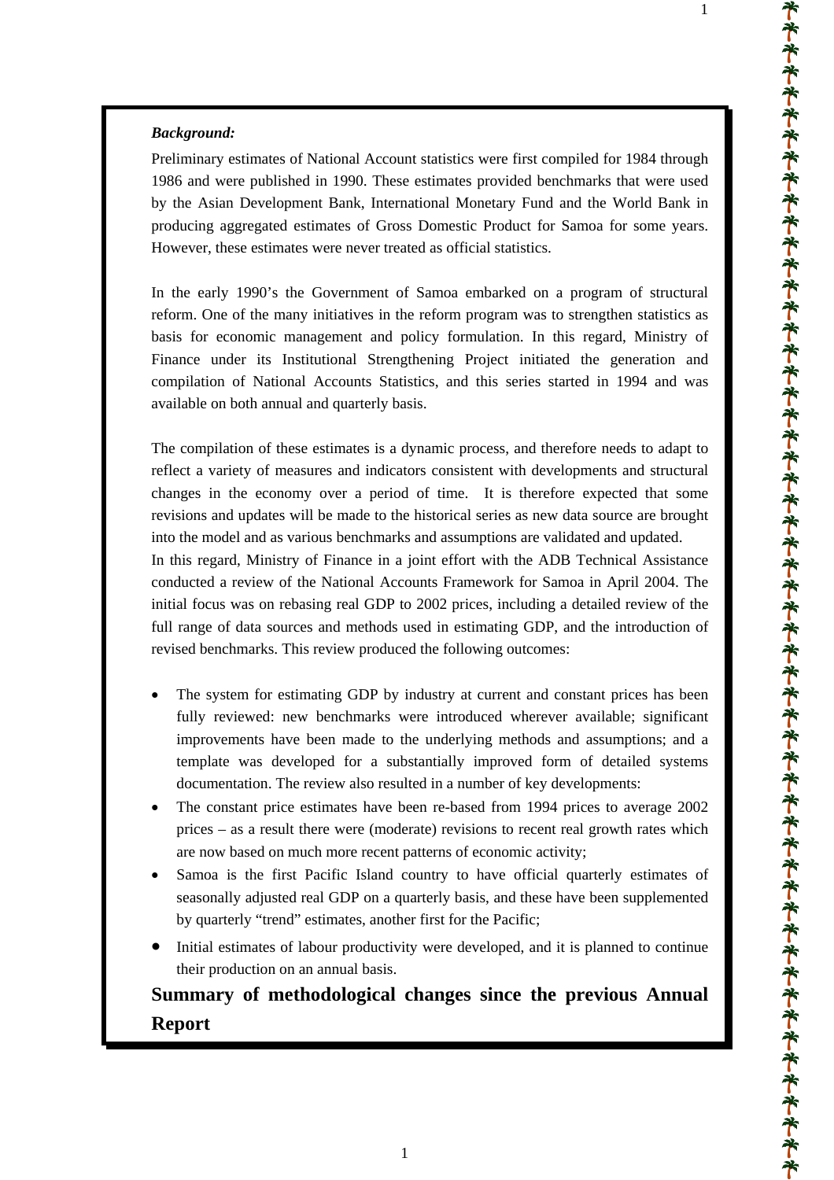***Background:***

Preliminary estimates of National Account statistics were first compiled for 1984 through 1986 and were published in 1990. These estimates provided benchmarks that were used by the Asian Development Bank, International Monetary Fund and the World Bank in producing aggregated estimates of Gross Domestic Product for Samoa for some years. However, these estimates were never treated as official statistics.

In the early 1990's the Government of Samoa embarked on a program of structural reform. One of the many initiatives in the reform program was to strengthen statistics as basis for economic management and policy formulation. In this regard, Ministry of Finance under its Institutional Strengthening Project initiated the generation and compilation of National Accounts Statistics, and this series started in 1994 and was available on both annual and quarterly basis.

The compilation of these estimates is a dynamic process, and therefore needs to adapt to reflect a variety of measures and indicators consistent with developments and structural changes in the economy over a period of time. It is therefore expected that some revisions and updates will be made to the historical series as new data source are brought into the model and as various benchmarks and assumptions are validated and updated.

In this regard, Ministry of Finance in a joint effort with the ADB Technical Assistance conducted a review of the National Accounts Framework for Samoa in April 2004. The initial focus was on rebasing real GDP to 2002 prices, including a detailed review of the full range of data sources and methods used in estimating GDP, and the introduction of revised benchmarks. This review produced the following outcomes:

- The system for estimating GDP by industry at current and constant prices has been fully reviewed: new benchmarks were introduced wherever available; significant improvements have been made to the underlying methods and assumptions; and a template was developed for a substantially improved form of detailed systems documentation. The review also resulted in a number of key developments:
- The constant price estimates have been re-based from 1994 prices to average 2002 prices – as a result there were (moderate) revisions to recent real growth rates which are now based on much more recent patterns of economic activity;
- Samoa is the first Pacific Island country to have official quarterly estimates of seasonally adjusted real GDP on a quarterly basis, and these have been supplemented by quarterly "trend" estimates, another first for the Pacific;
- Initial estimates of labour productivity were developed, and it is planned to continue their production on an annual basis.

## Summary of methodological changes since the previous Annual Report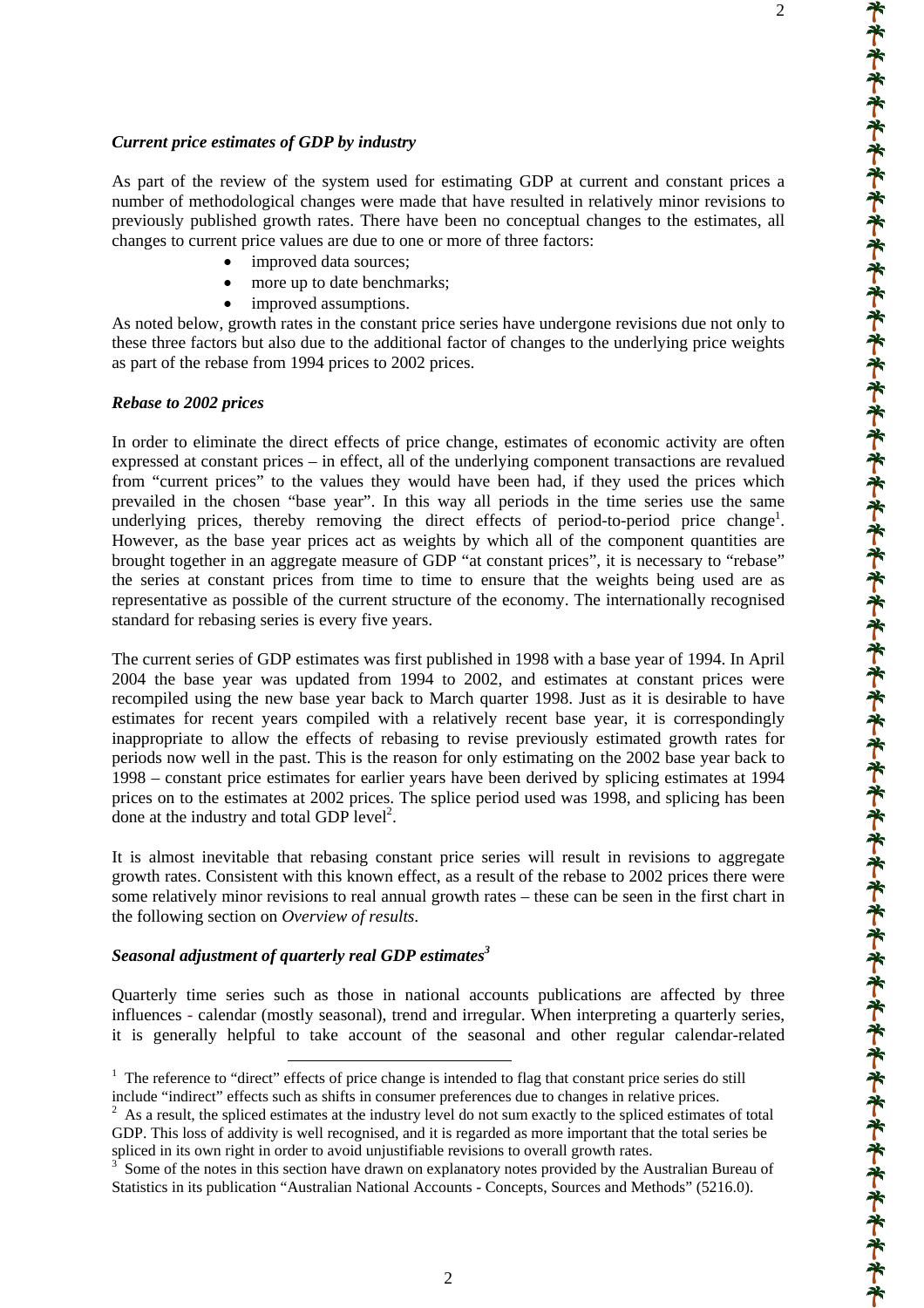### *Current price estimates of GDP by industry*

As part of the review of the system used for estimating GDP at current and constant prices a number of methodological changes were made that have resulted in relatively minor revisions to previously published growth rates. There have been no conceptual changes to the estimates, all changes to current price values are due to one or more of three factors:

- improved data sources;
- more up to date benchmarks;
- improved assumptions.

As noted below, growth rates in the constant price series have undergone revisions due not only to these three factors but also due to the additional factor of changes to the underlying price weights as part of the rebase from 1994 prices to 2002 prices.

### *Rebase to 2002 prices*

In order to eliminate the direct effects of price change, estimates of economic activity are often expressed at constant prices – in effect, all of the underlying component transactions are revalued from "current prices" to the values they would have been had, if they used the prices which prevailed in the chosen "base year". In this way all periods in the time series use the same underlying prices, thereby removing the direct effects of period-to-period price change[1]. However, as the base year prices act as weights by which all of the component quantities are brought together in an aggregate measure of GDP "at constant prices", it is necessary to "rebase" the series at constant prices from time to time to ensure that the weights being used are as representative as possible of the current structure of the economy. The internationally recognised standard for rebasing series is every five years.

The current series of GDP estimates was first published in 1998 with a base year of 1994. In April 2004 the base year was updated from 1994 to 2002, and estimates at constant prices were recompiled using the new base year back to March quarter 1998. Just as it is desirable to have estimates for recent years compiled with a relatively recent base year, it is correspondingly inappropriate to allow the effects of rebasing to revise previously estimated growth rates for periods now well in the past. This is the reason for only estimating on the 2002 base year back to 1998 – constant price estimates for earlier years have been derived by splicing estimates at 1994 prices on to the estimates at 2002 prices. The splice period used was 1998, and splicing has been done at the industry and total GDP level[2].

It is almost inevitable that rebasing constant price series will result in revisions to aggregate growth rates. Consistent with this known effect, as a result of the rebase to 2002 prices there were some relatively minor revisions to real annual growth rates – these can be seen in the first chart in the following section on *Overview of results*.

### *Seasonal adjustment of quarterly real GDP estimates*[3]

Quarterly time series such as those in national accounts publications are affected by three influences - calendar (mostly seasonal), trend and irregular. When interpreting a quarterly series, it is generally helpful to take account of the seasonal and other regular calendar-related

---

[1] The reference to "direct" effects of price change is intended to flag that constant price series do still include "indirect" effects such as shifts in consumer preferences due to changes in relative prices.

[2] As a result, the spliced estimates at the industry level do not sum exactly to the spliced estimates of total GDP. This loss of addivity is well recognised, and it is regarded as more important that the total series be spliced in its own right in order to avoid unjustifiable revisions to overall growth rates.

[3] Some of the notes in this section have drawn on explanatory notes provided by the Australian Bureau of Statistics in its publication "Australian National Accounts - Concepts, Sources and Methods" (5216.0).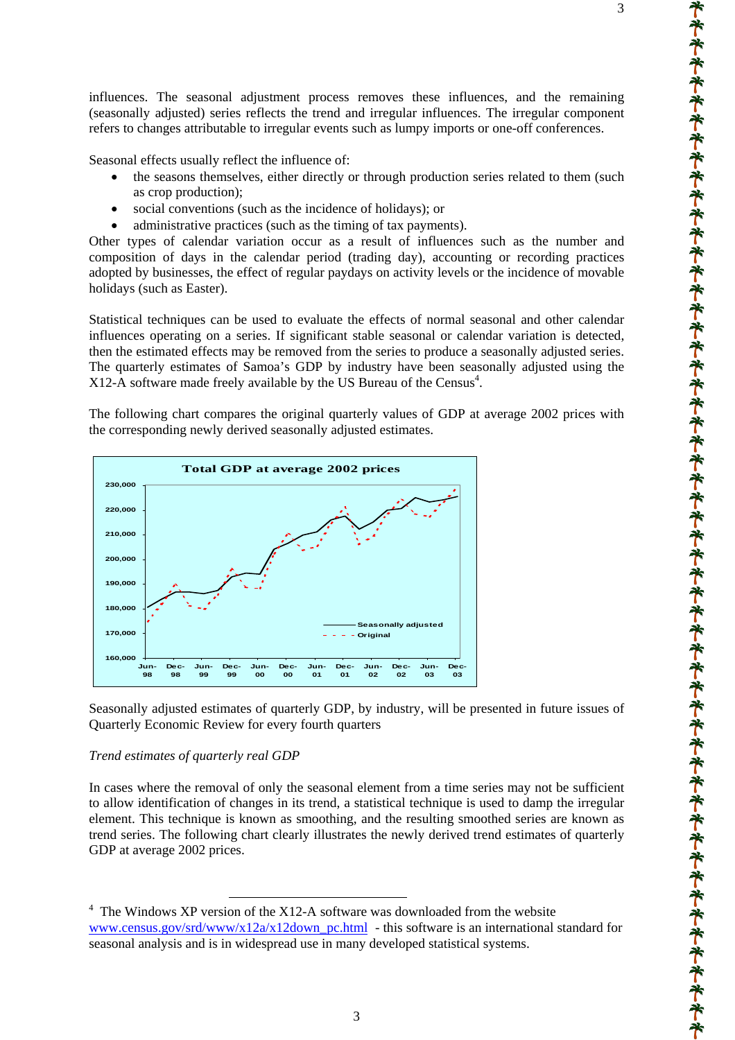influences. The seasonal adjustment process removes these influences, and the remaining (seasonally adjusted) series reflects the trend and irregular influences. The irregular component refers to changes attributable to irregular events such as lumpy imports or one-off conferences.

Seasonal effects usually reflect the influence of:

- the seasons themselves, either directly or through production series related to them (such as crop production);
- social conventions (such as the incidence of holidays); or
- administrative practices (such as the timing of tax payments).

Other types of calendar variation occur as a result of influences such as the number and composition of days in the calendar period (trading day), accounting or recording practices adopted by businesses, the effect of regular paydays on activity levels or the incidence of movable holidays (such as Easter).

Statistical techniques can be used to evaluate the effects of normal seasonal and other calendar influences operating on a series. If significant stable seasonal or calendar variation is detected, then the estimated effects may be removed from the series to produce a seasonally adjusted series. The quarterly estimates of Samoa's GDP by industry have been seasonally adjusted using the X12-A software made freely available by the US Bureau of the Census[4].

The following chart compares the original quarterly values of GDP at average 2002 prices with the corresponding newly derived seasonally adjusted estimates.

**Total GDP at average 2002 prices**

Seasonally adjusted estimates of quarterly GDP, by industry, will be presented in future issues of Quarterly Economic Review for every fourth quarters

*Trend estimates of quarterly real GDP*

In cases where the removal of only the seasonal element from a time series may not be sufficient to allow identification of changes in its trend, a statistical technique is used to damp the irregular element. This technique is known as smoothing, and the resulting smoothed series are known as trend series. The following chart clearly illustrates the newly derived trend estimates of quarterly GDP at average 2002 prices.

---

[4] The Windows XP version of the X12-A software was downloaded from the website www.census.gov/srd/www/x12a/x12down_pc.html - this software is an international standard for seasonal analysis and is in widespread use in many developed statistical systems.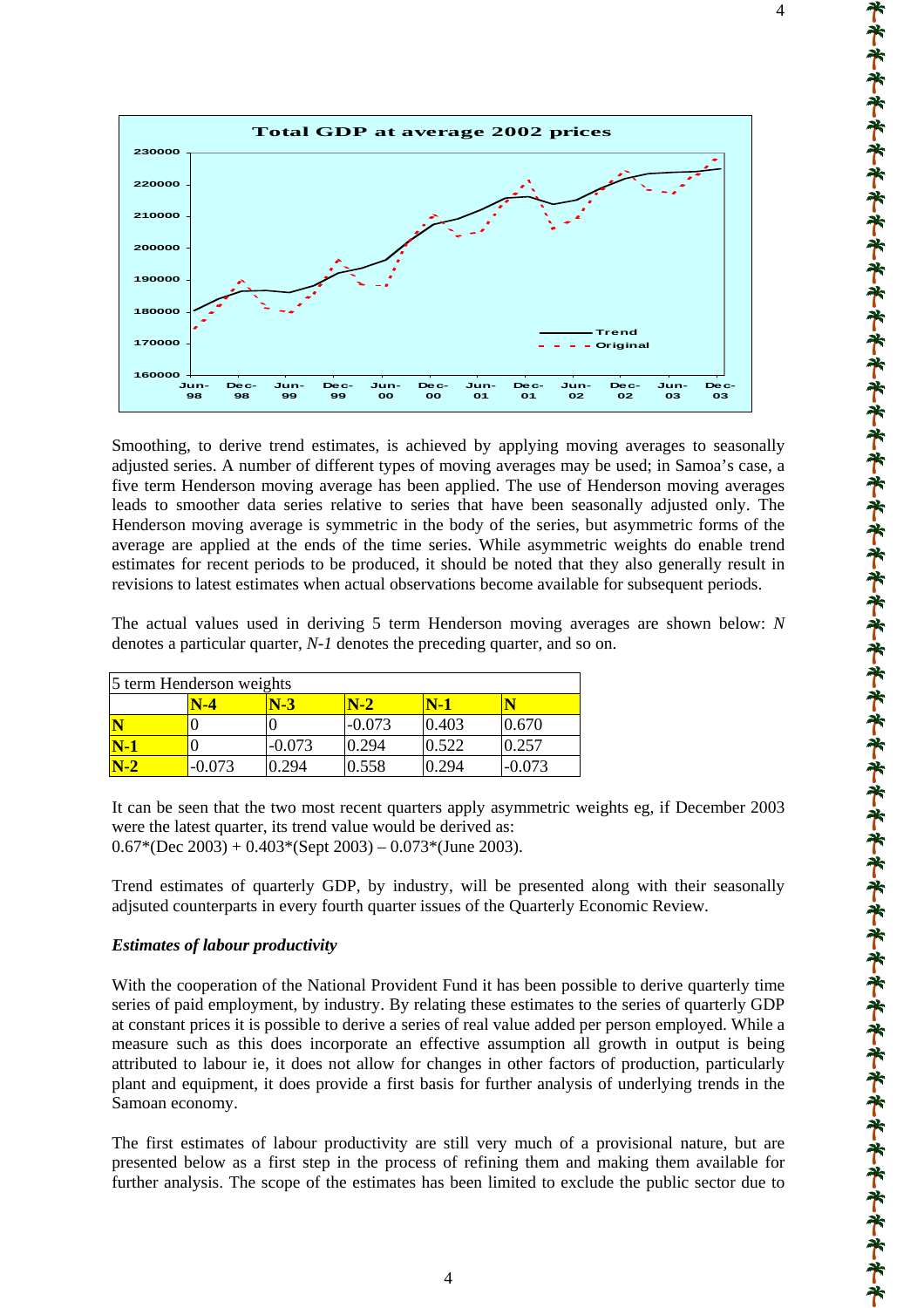Smoothing, to derive trend estimates, is achieved by applying moving averages to seasonally adjusted series. A number of different types of moving averages may be used; in Samoa's case, a five term Henderson moving average has been applied. The use of Henderson moving averages leads to smoother data series relative to series that have been seasonally adjusted only. The Henderson moving average is symmetric in the body of the series, but asymmetric forms of the average are applied at the ends of the time series. While asymmetric weights do enable trend estimates for recent periods to be produced, it should be noted that they also generally result in revisions to latest estimates when actual observations become available for subsequent periods.

The actual values used in deriving 5 term Henderson moving averages are shown below: *N* denotes a particular quarter, *N-1* denotes the preceding quarter, and so on.

| 5 term Henderson weights | | | | | |
|---|---|---|---|---|---|
| | **N-4** | **N-3** | **N-2** | **N-1** | **N** |
| **N** | 0 | 0 | -0.073 | 0.403 | 0.670 |
| **N-1** | 0 | -0.073 | 0.294 | 0.522 | 0.257 |
| **N-2** | -0.073 | 0.294 | 0.558 | 0.294 | -0.073 |

It can be seen that the two most recent quarters apply asymmetric weights eg, if December 2003 were the latest quarter, its trend value would be derived as:
0.67*(Dec 2003) + 0.403*(Sept 2003) – 0.073*(June 2003).

Trend estimates of quarterly GDP, by industry, will be presented along with their seasonally adjsuted counterparts in every fourth quarter issues of the Quarterly Economic Review.

### *Estimates of labour productivity*

With the cooperation of the National Provident Fund it has been possible to derive quarterly time series of paid employment, by industry. By relating these estimates to the series of quarterly GDP at constant prices it is possible to derive a series of real value added per person employed. While a measure such as this does incorporate an effective assumption all growth in output is being attributed to labour ie, it does not allow for changes in other factors of production, particularly plant and equipment, it does provide a first basis for further analysis of underlying trends in the Samoan economy.

The first estimates of labour productivity are still very much of a provisional nature, but are presented below as a first step in the process of refining them and making them available for further analysis. The scope of the estimates has been limited to exclude the public sector due to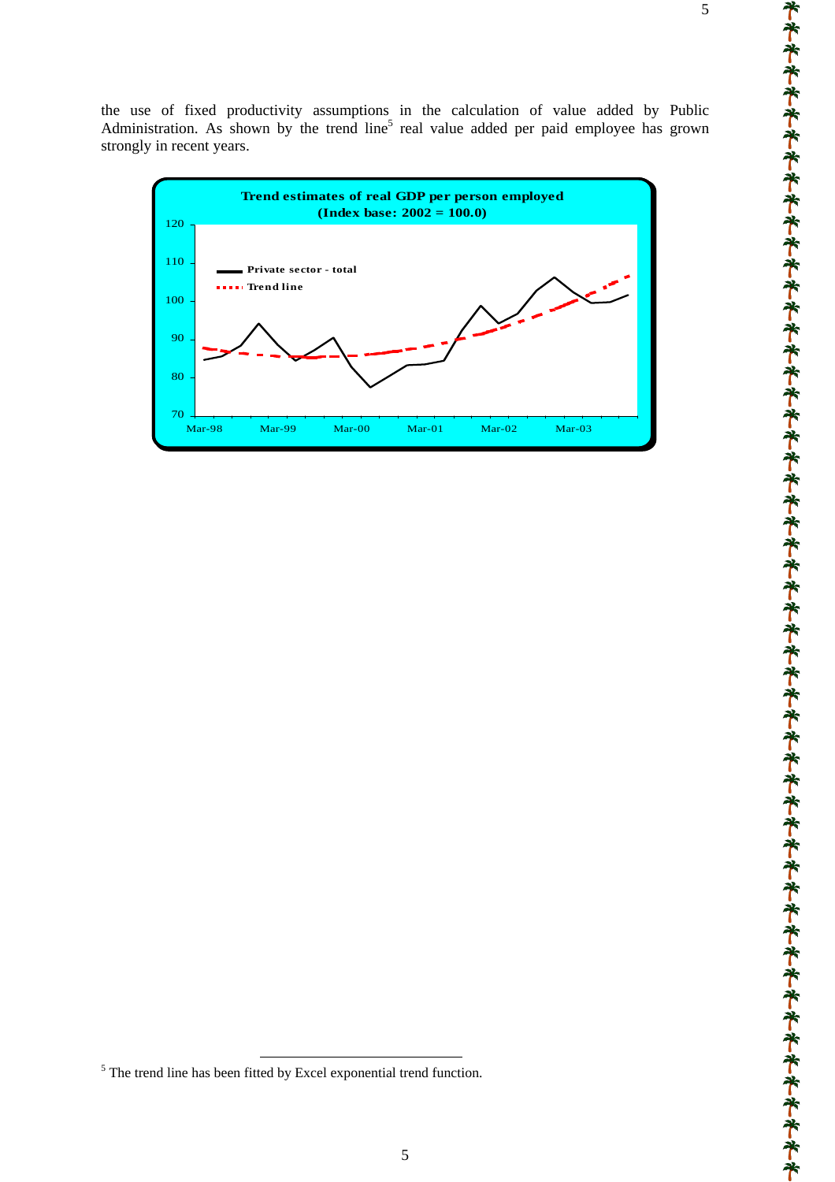the use of fixed productivity assumptions in the calculation of value added by Public Administration. As shown by the trend line[5] real value added per paid employee has grown strongly in recent years.

**Trend estimates of real GDP per person employed**
**(Index base: 2002 = 100.0)**

- Private sector - total
- Trend line

[5] The trend line has been fitted by Excel exponential trend function.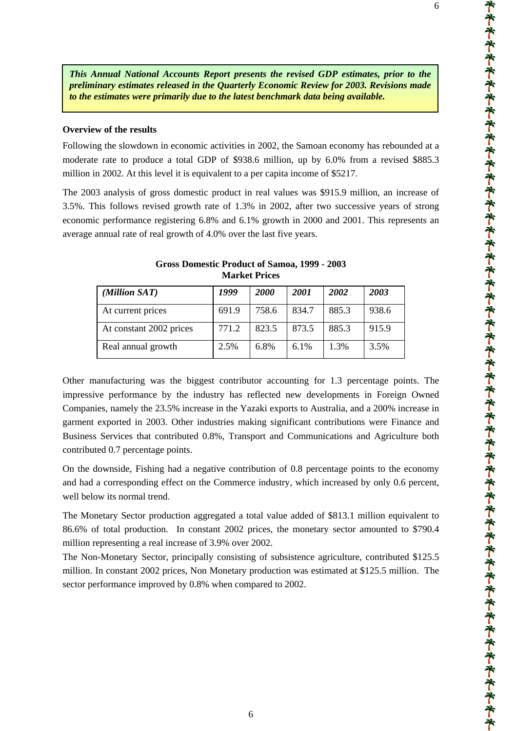***This Annual National Accounts Report presents the revised GDP estimates, prior to the preliminary estimates released in the Quarterly Economic Review for 2003. Revisions made to the estimates were primarily due to the latest benchmark data being available.***

**Overview of the results**

Following the slowdown in economic activities in 2002, the Samoan economy has rebounded at a moderate rate to produce a total GDP of $938.6 million, up by 6.0% from a revised $885.3 million in 2002. At this level it is equivalent to a per capita income of $5217.

The 2003 analysis of gross domestic product in real values was $915.9 million, an increase of 3.5%. This follows revised growth rate of 1.3% in 2002, after two successive years of strong economic performance registering 6.8% and 6.1% growth in 2000 and 2001. This represents an average annual rate of real growth of 4.0% over the last five years.

**Gross Domestic Product of Samoa, 1999 - 2003**
**Market Prices**

| *(Million SAT)* | *1999* | *2000* | *2001* | *2002* | *2003* |
|---|---|---|---|---|---|
| At current prices | 691.9 | 758.6 | 834.7 | 885.3 | 938.6 |
| At constant 2002 prices | 771.2 | 823.5 | 873.5 | 885.3 | 915.9 |
| Real annual growth | 2.5% | 6.8% | 6.1% | 1.3% | 3.5% |

Other manufacturing was the biggest contributor accounting for 1.3 percentage points. The impressive performance by the industry has reflected new developments in Foreign Owned Companies, namely the 23.5% increase in the Yazaki exports to Australia, and a 200% increase in garment exported in 2003. Other industries making significant contributions were Finance and Business Services that contributed 0.8%, Transport and Communications and Agriculture both contributed 0.7 percentage points.

On the downside, Fishing had a negative contribution of 0.8 percentage points to the economy and had a corresponding effect on the Commerce industry, which increased by only 0.6 percent, well below its normal trend.

The Monetary Sector production aggregated a total value added of $813.1 million equivalent to 86.6% of total production. In constant 2002 prices, the monetary sector amounted to $790.4 million representing a real increase of 3.9% over 2002.

The Non-Monetary Sector, principally consisting of subsistence agriculture, contributed $125.5 million. In constant 2002 prices, Non Monetary production was estimated at $125.5 million. The sector performance improved by 0.8% when compared to 2002.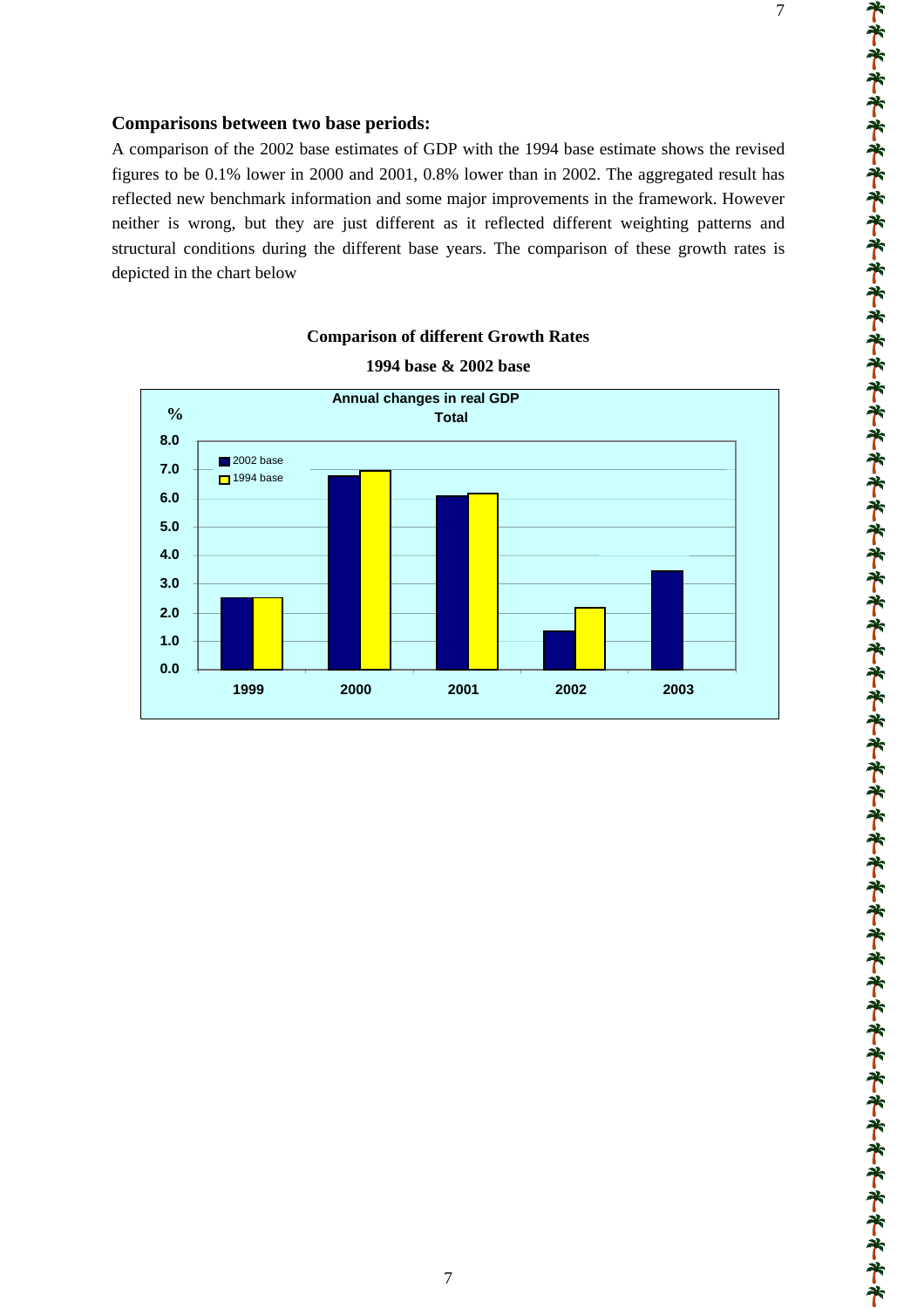### Comparisons between two base periods:

A comparison of the 2002 base estimates of GDP with the 1994 base estimate shows the revised figures to be 0.1% lower in 2000 and 2001, 0.8% lower than in 2002. The aggregated result has reflected new benchmark information and some major improvements in the framework. However neither is wrong, but they are just different as it reflected different weighting patterns and structural conditions during the different base years. The comparison of these growth rates is depicted in the chart below

**Comparison of different Growth Rates**

**1994 base & 2002 base**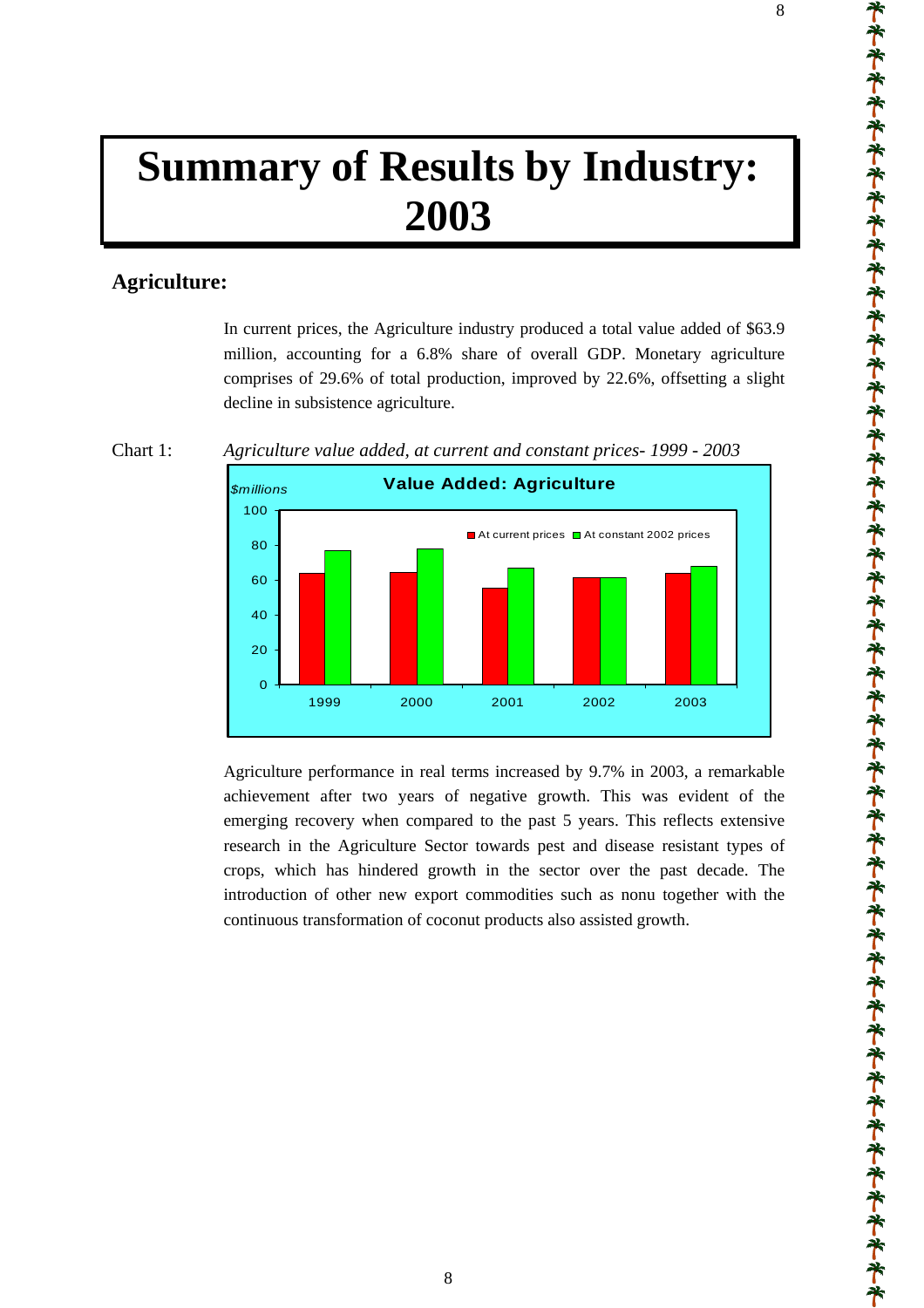# Summary of Results by Industry: 2003

## Agriculture:

In current prices, the Agriculture industry produced a total value added of $63.9 million, accounting for a 6.8% share of overall GDP. Monetary agriculture comprises of 29.6% of total production, improved by 22.6%, offsetting a slight decline in subsistence agriculture.

Chart 1: *Agriculture value added, at current and constant prices- 1999 - 2003*

Agriculture performance in real terms increased by 9.7% in 2003, a remarkable achievement after two years of negative growth. This was evident of the emerging recovery when compared to the past 5 years. This reflects extensive research in the Agriculture Sector towards pest and disease resistant types of crops, which has hindered growth in the sector over the past decade. The introduction of other new export commodities such as nonu together with the continuous transformation of coconut products also assisted growth.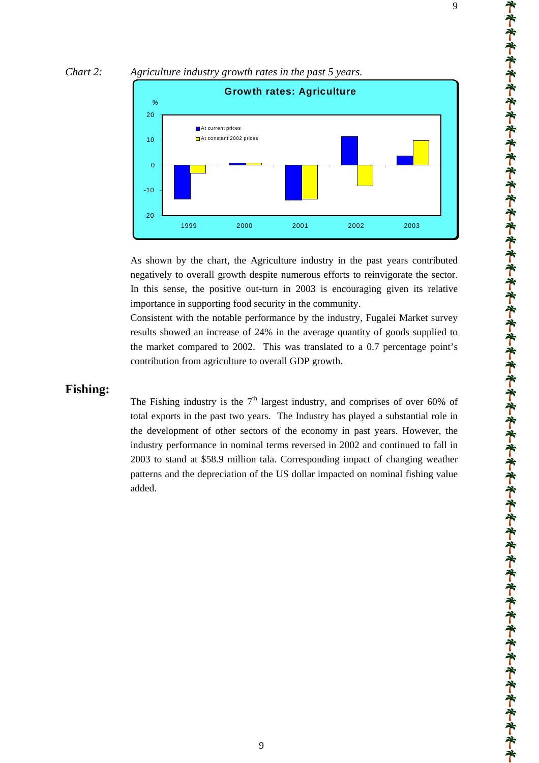*Chart 2: Agriculture industry growth rates in the past 5 years.*

As shown by the chart, the Agriculture industry in the past years contributed negatively to overall growth despite numerous efforts to reinvigorate the sector. In this sense, the positive out-turn in 2003 is encouraging given its relative importance in supporting food security in the community.

Consistent with the notable performance by the industry, Fugalei Market survey results showed an increase of 24% in the average quantity of goods supplied to the market compared to 2002. This was translated to a 0.7 percentage point's contribution from agriculture to overall GDP growth.

## Fishing:

The Fishing industry is the 7th largest industry, and comprises of over 60% of total exports in the past two years. The Industry has played a substantial role in the development of other sectors of the economy in past years. However, the industry performance in nominal terms reversed in 2002 and continued to fall in 2003 to stand at $58.9 million tala. Corresponding impact of changing weather patterns and the depreciation of the US dollar impacted on nominal fishing value added.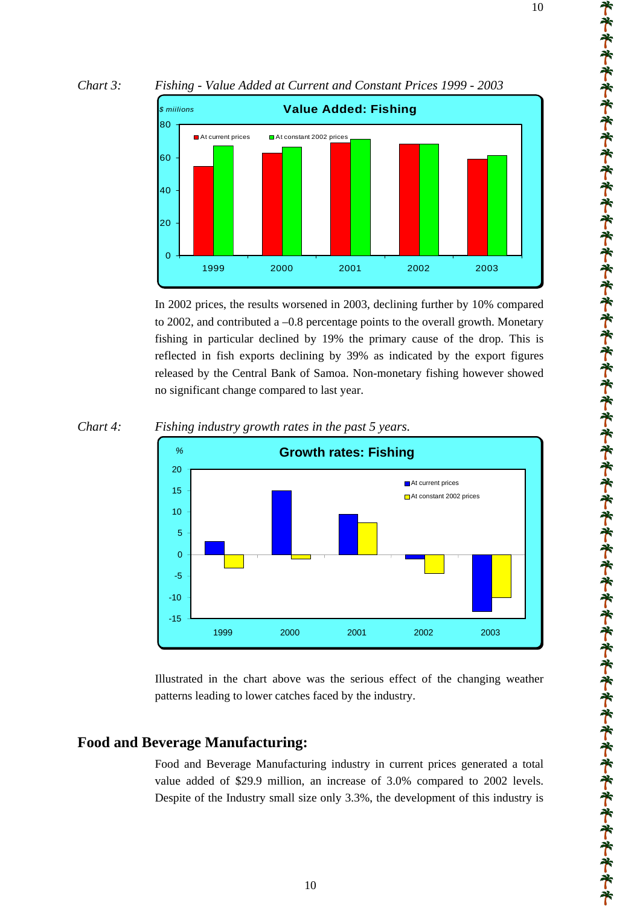*Chart 3: Fishing - Value Added at Current and Constant Prices 1999 - 2003*

In 2002 prices, the results worsened in 2003, declining further by 10% compared to 2002, and contributed a –0.8 percentage points to the overall growth. Monetary fishing in particular declined by 19% the primary cause of the drop. This is reflected in fish exports declining by 39% as indicated by the export figures released by the Central Bank of Samoa. Non-monetary fishing however showed no significant change compared to last year.

*Chart 4: Fishing industry growth rates in the past 5 years.*

Illustrated in the chart above was the serious effect of the changing weather patterns leading to lower catches faced by the industry.

## Food and Beverage Manufacturing:

Food and Beverage Manufacturing industry in current prices generated a total value added of $29.9 million, an increase of 3.0% compared to 2002 levels. Despite of the Industry small size only 3.3%, the development of this industry is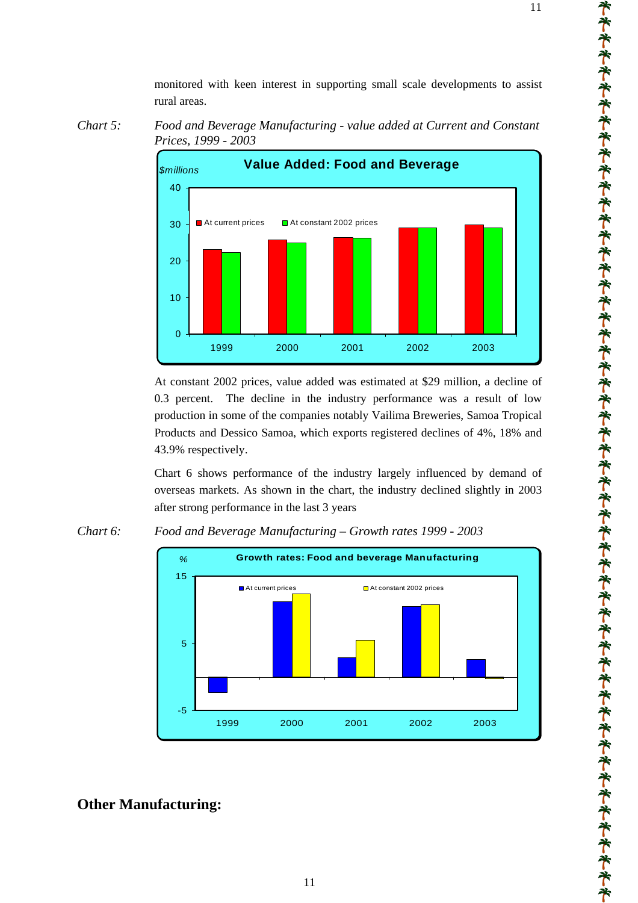monitored with keen interest in supporting small scale developments to assist rural areas.

*Chart 5:* *Food and Beverage Manufacturing - value added at Current and Constant Prices, 1999 - 2003*

At constant 2002 prices, value added was estimated at $29 million, a decline of 0.3 percent. The decline in the industry performance was a result of low production in some of the companies notably Vailima Breweries, Samoa Tropical Products and Dessico Samoa, which exports registered declines of 4%, 18% and 43.9% respectively.

Chart 6 shows performance of the industry largely influenced by demand of overseas markets. As shown in the chart, the industry declined slightly in 2003 after strong performance in the last 3 years

*Chart 6:* *Food and Beverage Manufacturing – Growth rates 1999 - 2003*

## Other Manufacturing: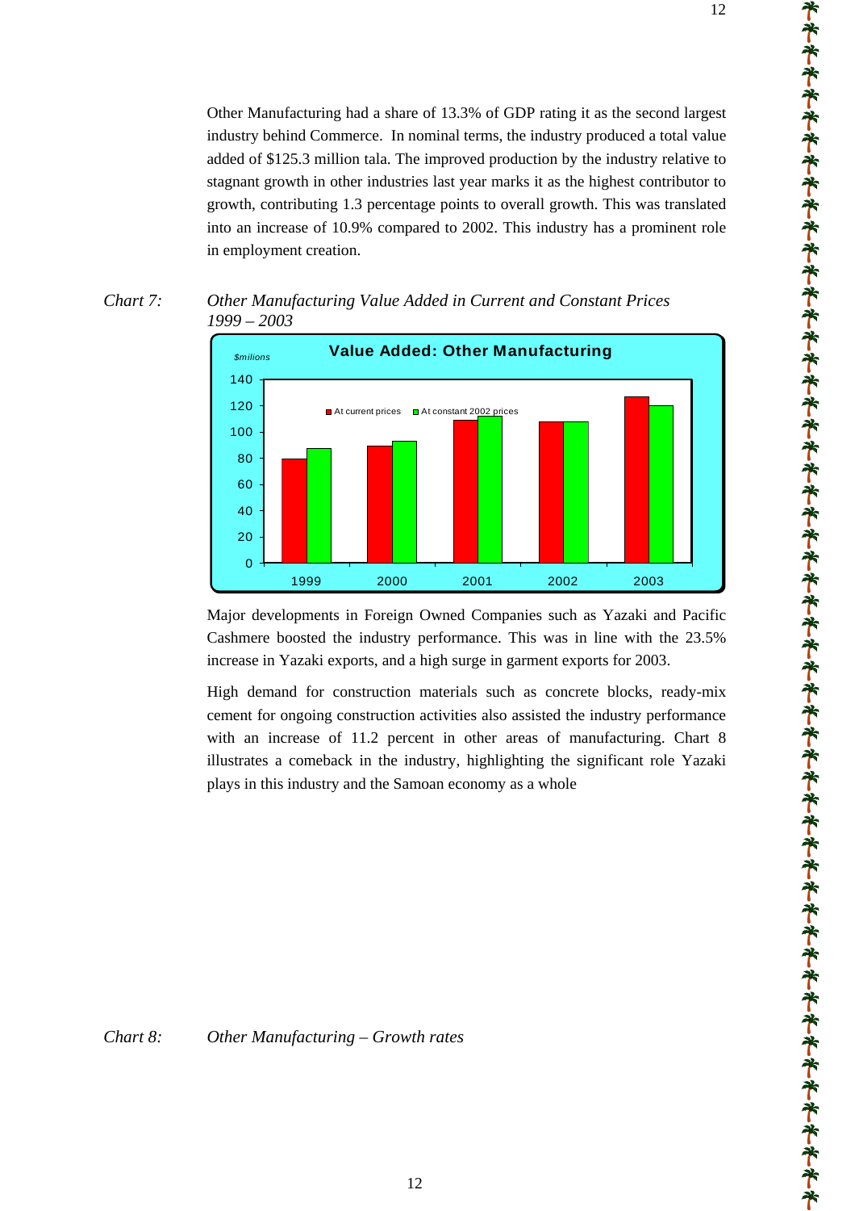Other Manufacturing had a share of 13.3% of GDP rating it as the second largest industry behind Commerce. In nominal terms, the industry produced a total value added of $125.3 million tala. The improved production by the industry relative to stagnant growth in other industries last year marks it as the highest contributor to growth, contributing 1.3 percentage points to overall growth. This was translated into an increase of 10.9% compared to 2002. This industry has a prominent role in employment creation.

*Chart 7: Other Manufacturing Value Added in Current and Constant Prices 1999 – 2003*

Major developments in Foreign Owned Companies such as Yazaki and Pacific Cashmere boosted the industry performance. This was in line with the 23.5% increase in Yazaki exports, and a high surge in garment exports for 2003.

High demand for construction materials such as concrete blocks, ready-mix cement for ongoing construction activities also assisted the industry performance with an increase of 11.2 percent in other areas of manufacturing. Chart 8 illustrates a comeback in the industry, highlighting the significant role Yazaki plays in this industry and the Samoan economy as a whole

*Chart 8: Other Manufacturing – Growth rates*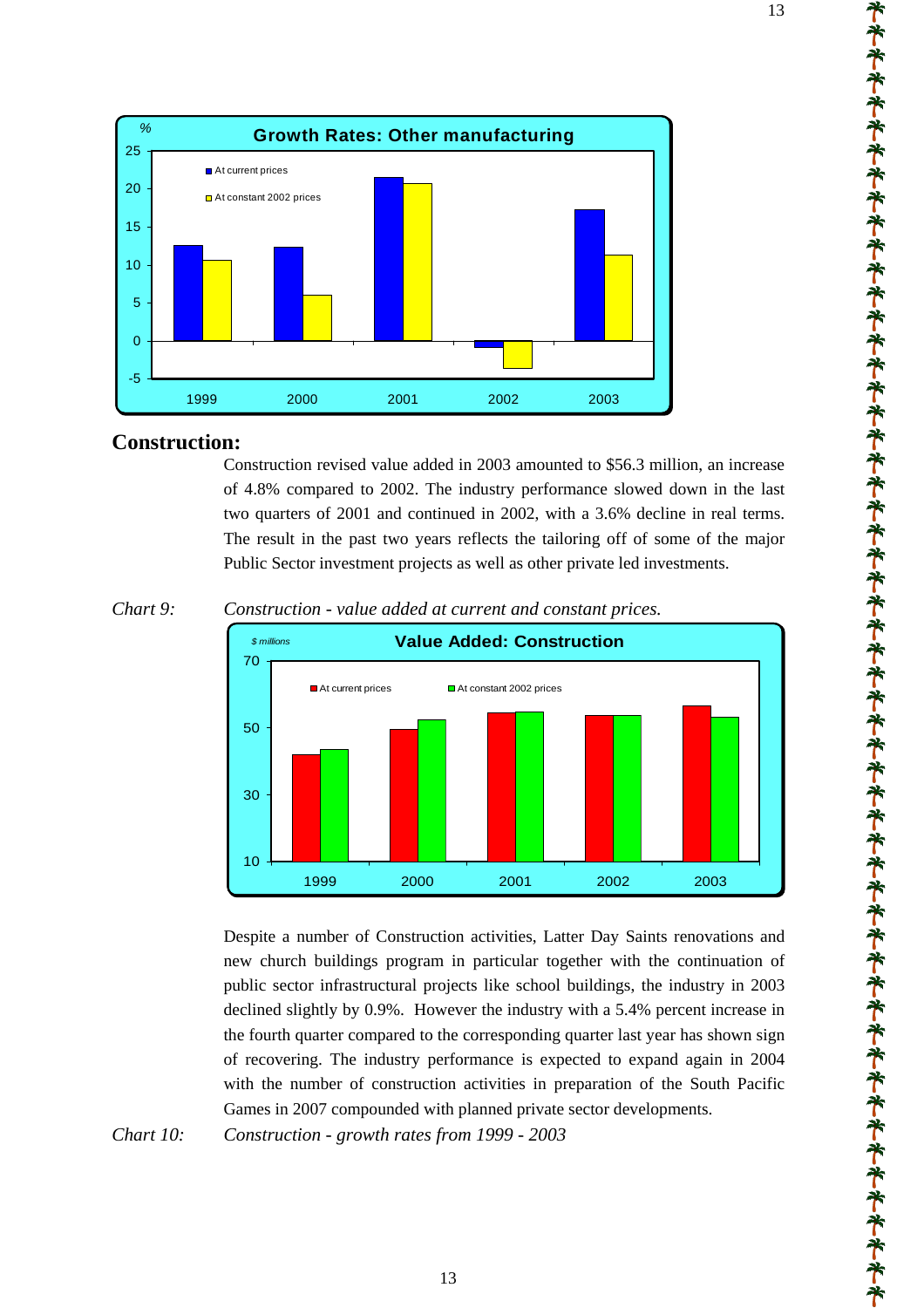## Construction:

Construction revised value added in 2003 amounted to $56.3 million, an increase of 4.8% compared to 2002. The industry performance slowed down in the last two quarters of 2001 and continued in 2002, with a 3.6% decline in real terms. The result in the past two years reflects the tailoring off of some of the major Public Sector investment projects as well as other private led investments.

*Chart 9:* *Construction - value added at current and constant prices.*

Despite a number of Construction activities, Latter Day Saints renovations and new church buildings program in particular together with the continuation of public sector infrastructural projects like school buildings, the industry in 2003 declined slightly by 0.9%. However the industry with a 5.4% percent increase in the fourth quarter compared to the corresponding quarter last year has shown sign of recovering. The industry performance is expected to expand again in 2004 with the number of construction activities in preparation of the South Pacific Games in 2007 compounded with planned private sector developments.

*Chart 10:* *Construction - growth rates from 1999 - 2003*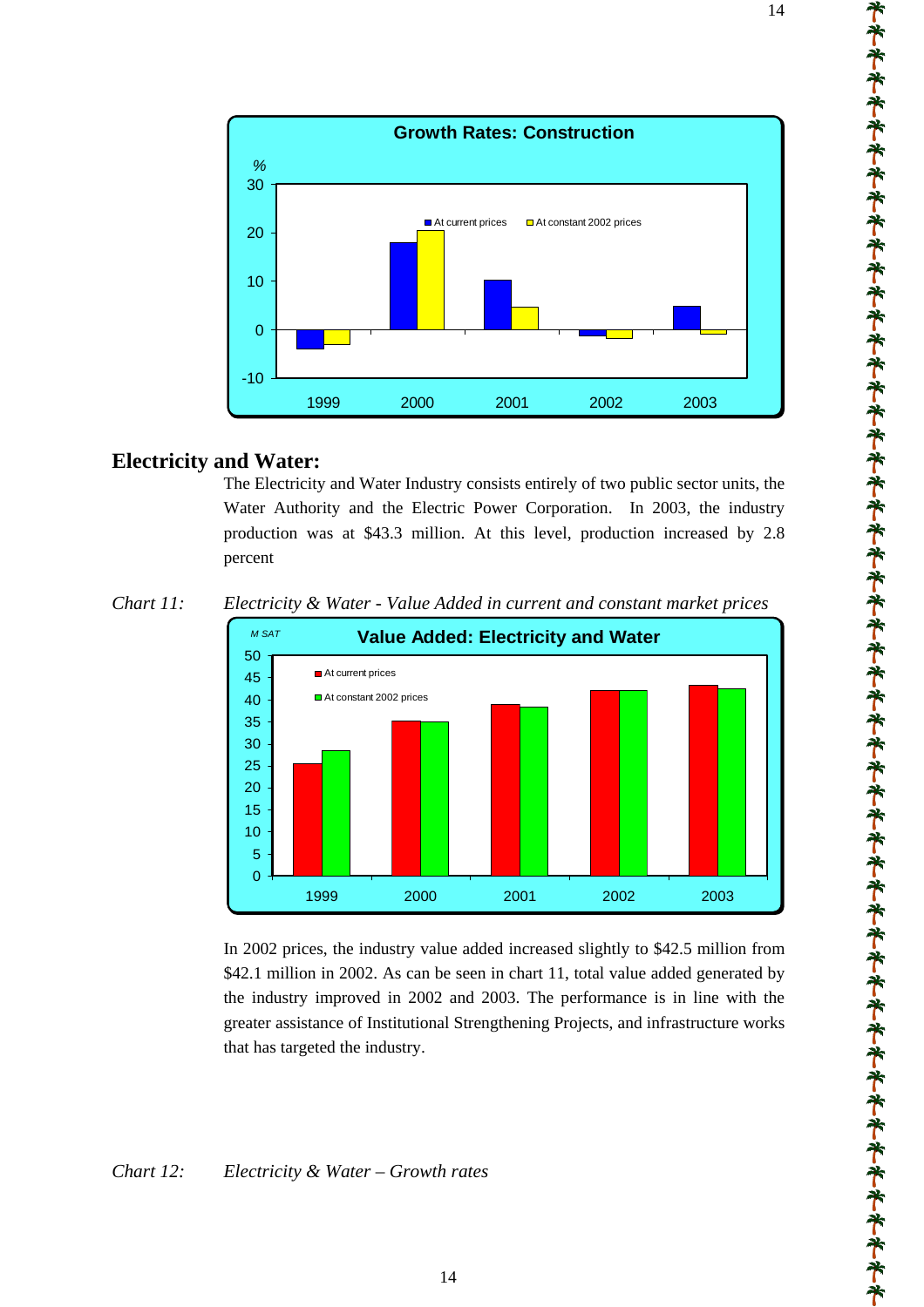## Electricity and Water:

The Electricity and Water Industry consists entirely of two public sector units, the Water Authority and the Electric Power Corporation. In 2003, the industry production was at $43.3 million. At this level, production increased by 2.8 percent

*Chart 11: Electricity & Water - Value Added in current and constant market prices*

In 2002 prices, the industry value added increased slightly to $42.5 million from $42.1 million in 2002. As can be seen in chart 11, total value added generated by the industry improved in 2002 and 2003. The performance is in line with the greater assistance of Institutional Strengthening Projects, and infrastructure works that has targeted the industry.

*Chart 12: Electricity & Water – Growth rates*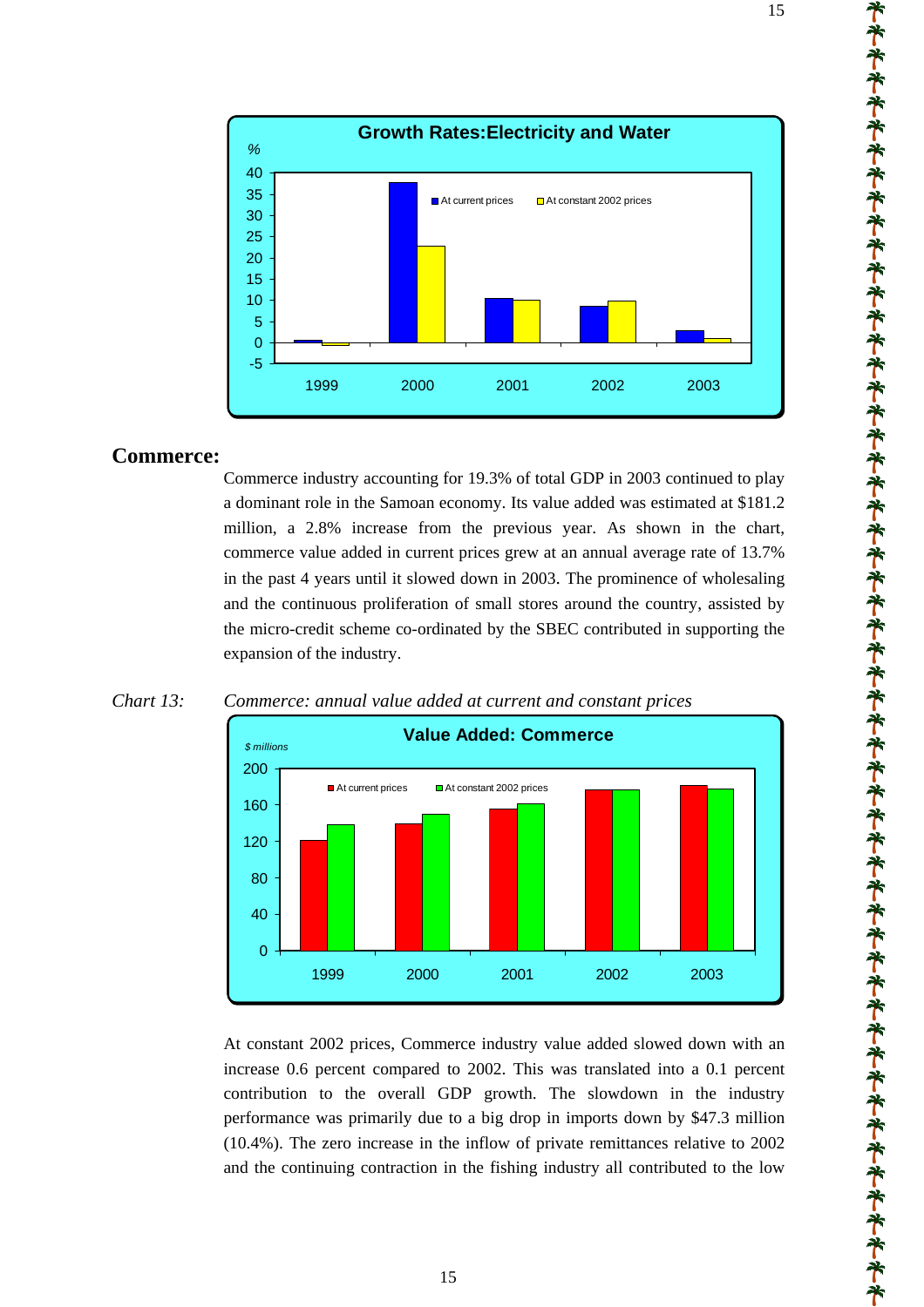## Commerce:

Commerce industry accounting for 19.3% of total GDP in 2003 continued to play a dominant role in the Samoan economy. Its value added was estimated at $181.2 million, a 2.8% increase from the previous year. As shown in the chart, commerce value added in current prices grew at an annual average rate of 13.7% in the past 4 years until it slowed down in 2003. The prominence of wholesaling and the continuous proliferation of small stores around the country, assisted by the micro-credit scheme co-ordinated by the SBEC contributed in supporting the expansion of the industry.

*Chart 13:* *Commerce: annual value added at current and constant prices*

At constant 2002 prices, Commerce industry value added slowed down with an increase 0.6 percent compared to 2002. This was translated into a 0.1 percent contribution to the overall GDP growth. The slowdown in the industry performance was primarily due to a big drop in imports down by $47.3 million (10.4%). The zero increase in the inflow of private remittances relative to 2002 and the continuing contraction in the fishing industry all contributed to the low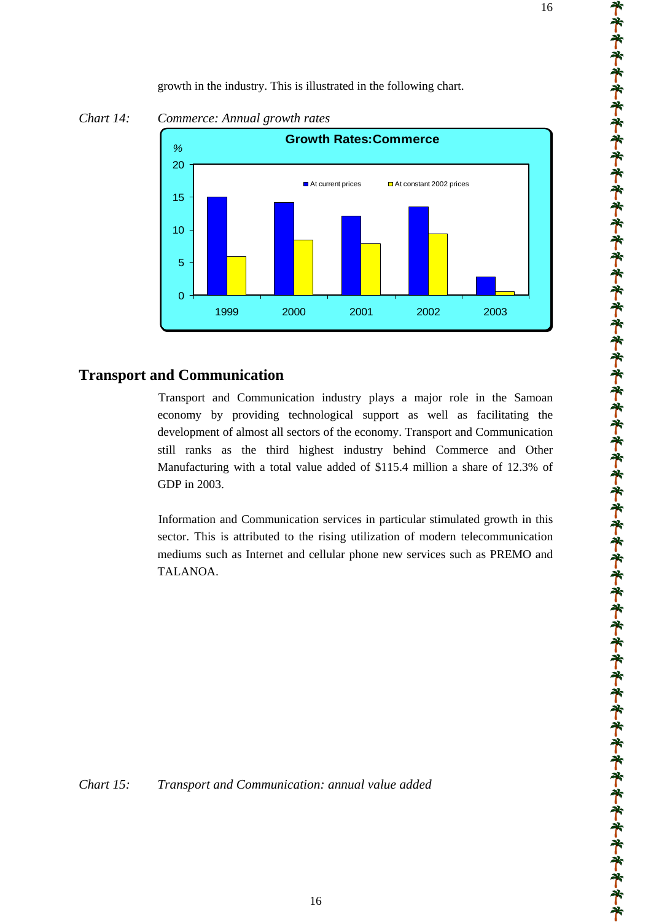growth in the industry. This is illustrated in the following chart.

*Chart 14: Commerce: Annual growth rates*

## Transport and Communication

Transport and Communication industry plays a major role in the Samoan economy by providing technological support as well as facilitating the development of almost all sectors of the economy. Transport and Communication still ranks as the third highest industry behind Commerce and Other Manufacturing with a total value added of $115.4 million a share of 12.3% of GDP in 2003.

Information and Communication services in particular stimulated growth in this sector. This is attributed to the rising utilization of modern telecommunication mediums such as Internet and cellular phone new services such as PREMO and TALANOA.

*Chart 15: Transport and Communication: annual value added*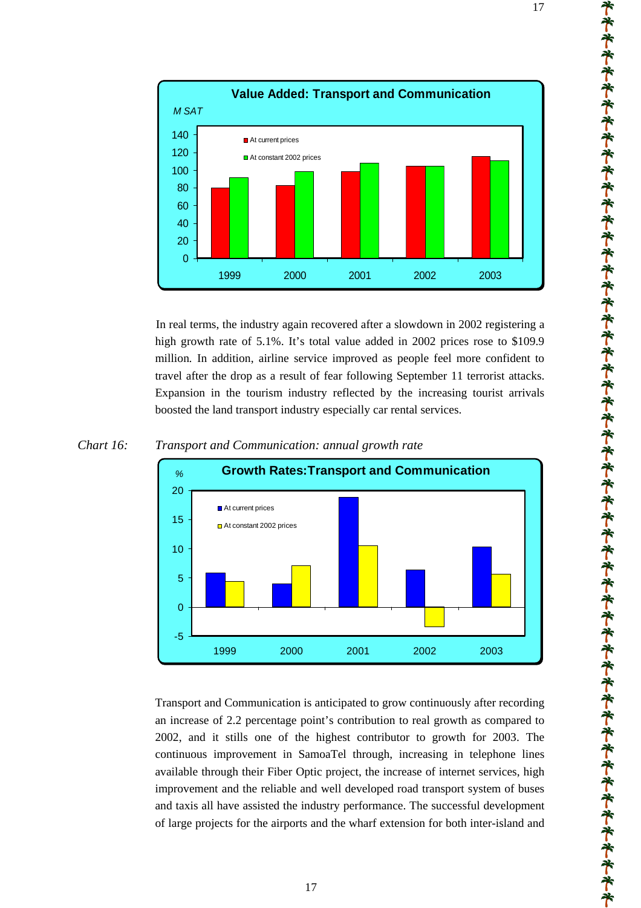**Value Added: Transport and Communication**

*M SAT*

In real terms, the industry again recovered after a slowdown in 2002 registering a high growth rate of 5.1%. It's total value added in 2002 prices rose to $109.9 million. In addition, airline service improved as people feel more confident to travel after the drop as a result of fear following September 11 terrorist attacks. Expansion in the tourism industry reflected by the increasing tourist arrivals boosted the land transport industry especially car rental services.

*Chart 16: Transport and Communication: annual growth rate*

**Growth Rates:Transport and Communication**

Transport and Communication is anticipated to grow continuously after recording an increase of 2.2 percentage point's contribution to real growth as compared to 2002, and it stills one of the highest contributor to growth for 2003. The continuous improvement in SamoaTel through, increasing in telephone lines available through their Fiber Optic project, the increase of internet services, high improvement and the reliable and well developed road transport system of buses and taxis all have assisted the industry performance. The successful development of large projects for the airports and the wharf extension for both inter-island and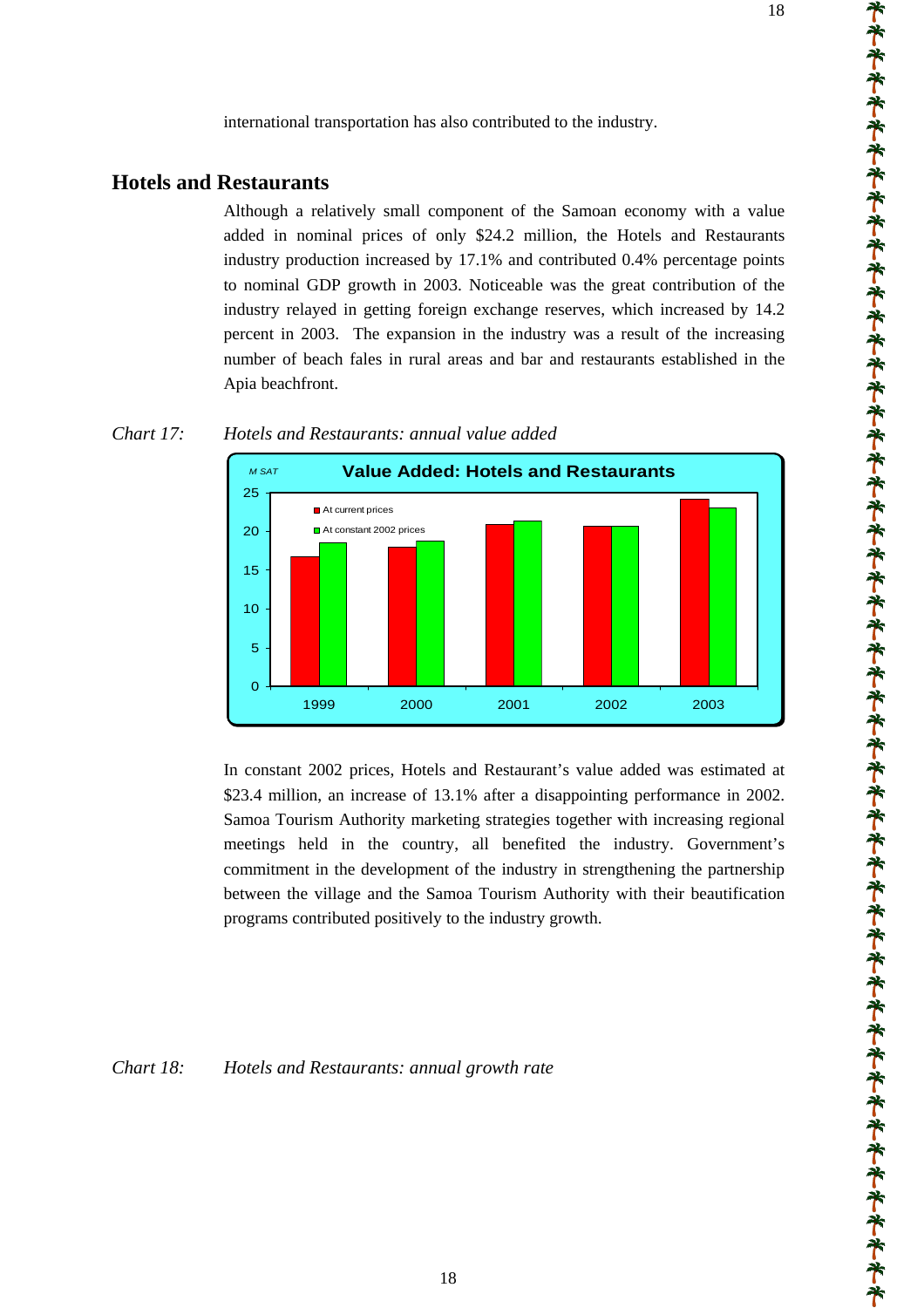international transportation has also contributed to the industry.

## Hotels and Restaurants

Although a relatively small component of the Samoan economy with a value added in nominal prices of only $24.2 million, the Hotels and Restaurants industry production increased by 17.1% and contributed 0.4% percentage points to nominal GDP growth in 2003. Noticeable was the great contribution of the industry relayed in getting foreign exchange reserves, which increased by 14.2 percent in 2003. The expansion in the industry was a result of the increasing number of beach fales in rural areas and bar and restaurants established in the Apia beachfront.

*Chart 17: Hotels and Restaurants: annual value added*

In constant 2002 prices, Hotels and Restaurant's value added was estimated at $23.4 million, an increase of 13.1% after a disappointing performance in 2002. Samoa Tourism Authority marketing strategies together with increasing regional meetings held in the country, all benefited the industry. Government's commitment in the development of the industry in strengthening the partnership between the village and the Samoa Tourism Authority with their beautification programs contributed positively to the industry growth.

*Chart 18: Hotels and Restaurants: annual growth rate*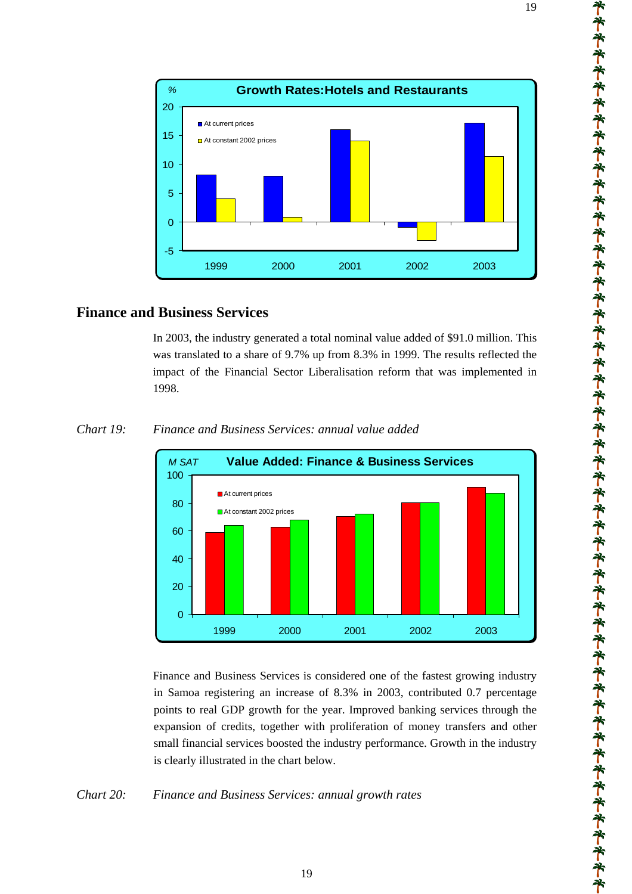## Finance and Business Services

In 2003, the industry generated a total nominal value added of $91.0 million. This was translated to a share of 9.7% up from 8.3% in 1999. The results reflected the impact of the Financial Sector Liberalisation reform that was implemented in 1998.

*Chart 19: Finance and Business Services: annual value added*

Finance and Business Services is considered one of the fastest growing industry in Samoa registering an increase of 8.3% in 2003, contributed 0.7 percentage points to real GDP growth for the year. Improved banking services through the expansion of credits, together with proliferation of money transfers and other small financial services boosted the industry performance. Growth in the industry is clearly illustrated in the chart below.

*Chart 20: Finance and Business Services: annual growth rates*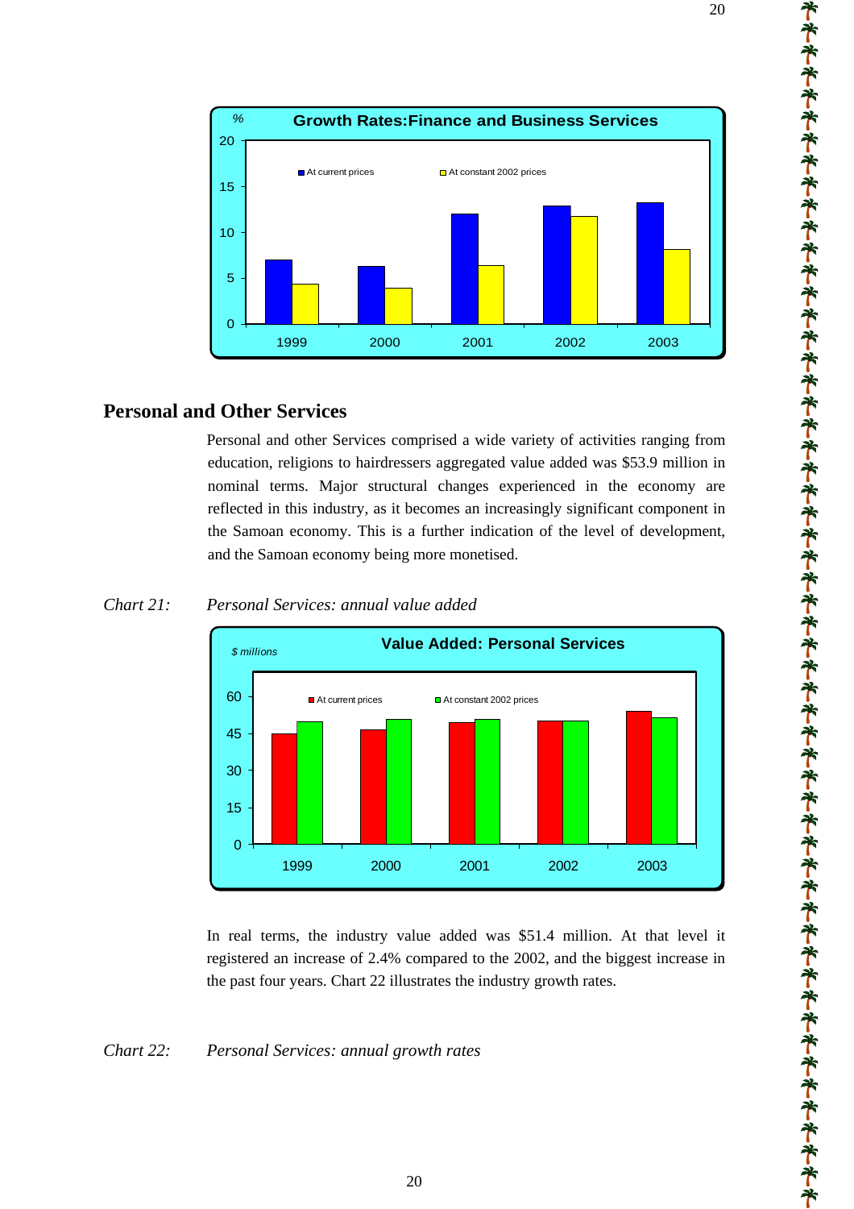## Personal and Other Services

Personal and other Services comprised a wide variety of activities ranging from education, religions to hairdressers aggregated value added was $53.9 million in nominal terms. Major structural changes experienced in the economy are reflected in this industry, as it becomes an increasingly significant component in the Samoan economy. This is a further indication of the level of development, and the Samoan economy being more monetised.

*Chart 21: Personal Services: annual value added*

In real terms, the industry value added was $51.4 million. At that level it registered an increase of 2.4% compared to the 2002, and the biggest increase in the past four years. Chart 22 illustrates the industry growth rates.

*Chart 22: Personal Services: annual growth rates*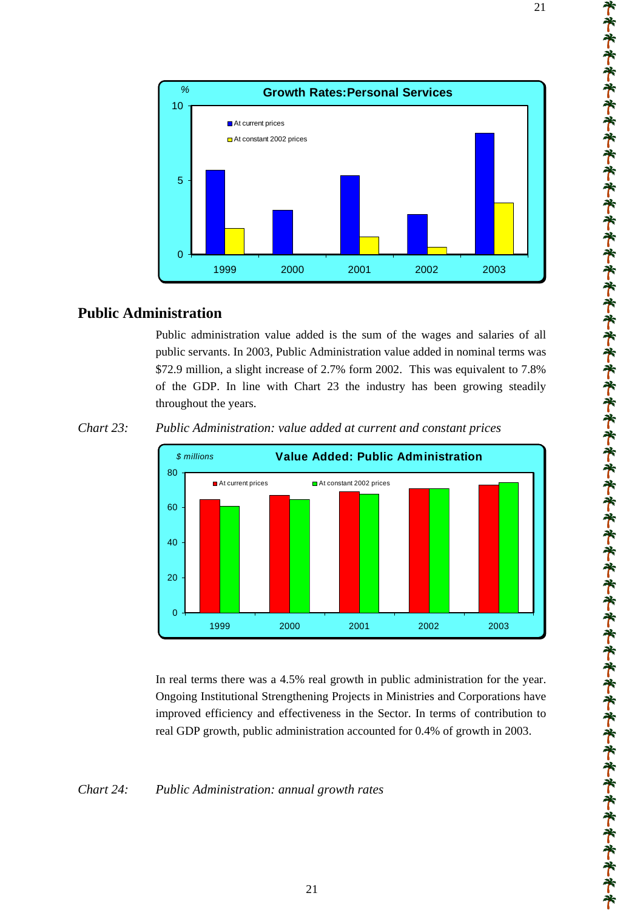## Public Administration

Public administration value added is the sum of the wages and salaries of all public servants. In 2003, Public Administration value added in nominal terms was $72.9 million, a slight increase of 2.7% form 2002. This was equivalent to 7.8% of the GDP. In line with Chart 23 the industry has been growing steadily throughout the years.

*Chart 23: Public Administration: value added at current and constant prices*

In real terms there was a 4.5% real growth in public administration for the year. Ongoing Institutional Strengthening Projects in Ministries and Corporations have improved efficiency and effectiveness in the Sector. In terms of contribution to real GDP growth, public administration accounted for 0.4% of growth in 2003.

*Chart 24: Public Administration: annual growth rates*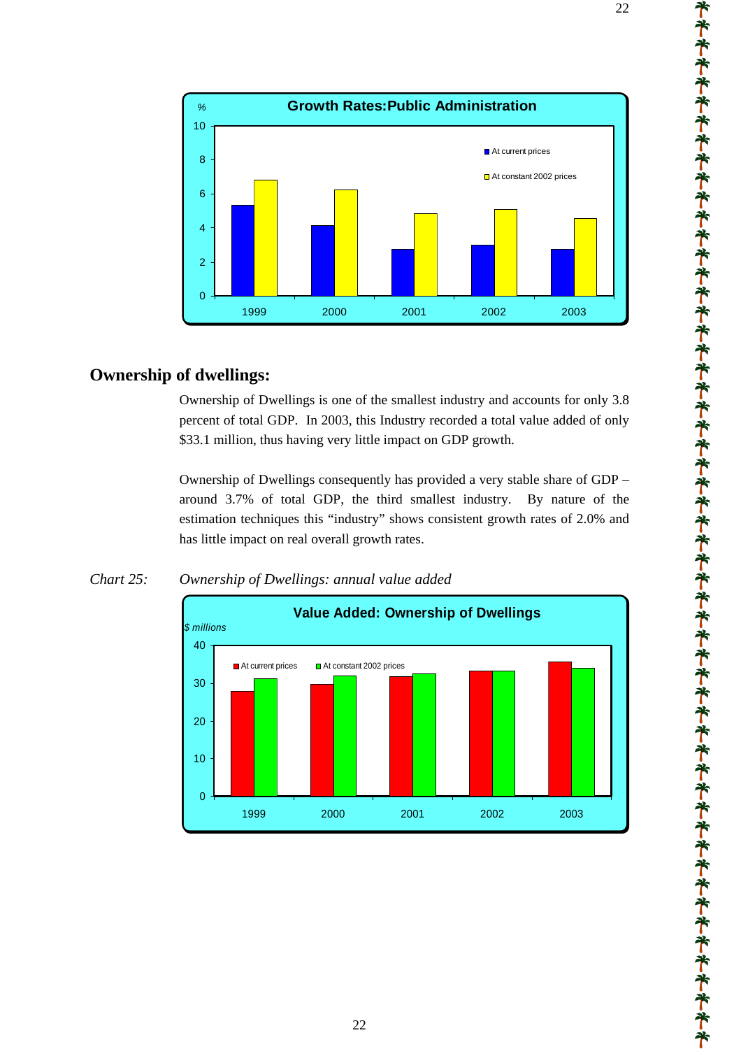Growth Rates:Public Administration

%

10
8
6
4
2
0

At current prices
At constant 2002 prices

1999
2000
2001
2002
2003

## Ownership of dwellings:

Ownership of Dwellings is one of the smallest industry and accounts for only 3.8 percent of total GDP. In 2003, this Industry recorded a total value added of only $33.1 million, thus having very little impact on GDP growth.

Ownership of Dwellings consequently has provided a very stable share of GDP – around 3.7% of total GDP, the third smallest industry. By nature of the estimation techniques this "industry" shows consistent growth rates of 2.0% and has little impact on real overall growth rates.

*Chart 25: Ownership of Dwellings: annual value added*

Value Added: Ownership of Dwellings

$ millions

40
30
20
10
0

At current prices
At constant 2002 prices

1999
2000
2001
2002
2003